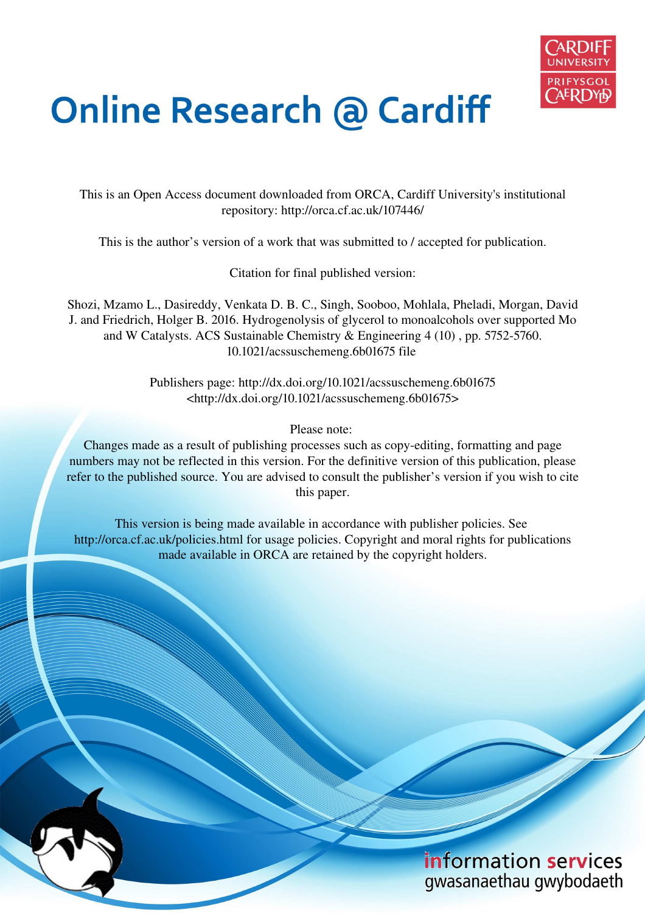# Online Research @ Cardiff

This is an Open Access document downloaded from ORCA, Cardiff University's institutional repository: http://orca.cf.ac.uk/107446/

This is the author's version of a work that was submitted to / accepted for publication.

Citation for final published version:

Shozi, Mzamo L., Dasireddy, Venkata D. B. C., Singh, Sooboo, Mohlala, Pheladi, Morgan, David J. and Friedrich, Holger B. 2016. Hydrogenolysis of glycerol to monoalcohols over supported Mo and W Catalysts. ACS Sustainable Chemistry & Engineering 4 (10) , pp. 5752-5760. 10.1021/acssuschemeng.6b01675 file

Publishers page: http://dx.doi.org/10.1021/acssuschemeng.6b01675 <http://dx.doi.org/10.1021/acssuschemeng.6b01675>

Please note:
Changes made as a result of publishing processes such as copy-editing, formatting and page numbers may not be reflected in this version. For the definitive version of this publication, please refer to the published source. You are advised to consult the publisher's version if you wish to cite this paper.

This version is being made available in accordance with publisher policies. See http://orca.cf.ac.uk/policies.html for usage policies. Copyright and moral rights for publications made available in ORCA are retained by the copyright holders.

information services
gwasanaethau gwybodaeth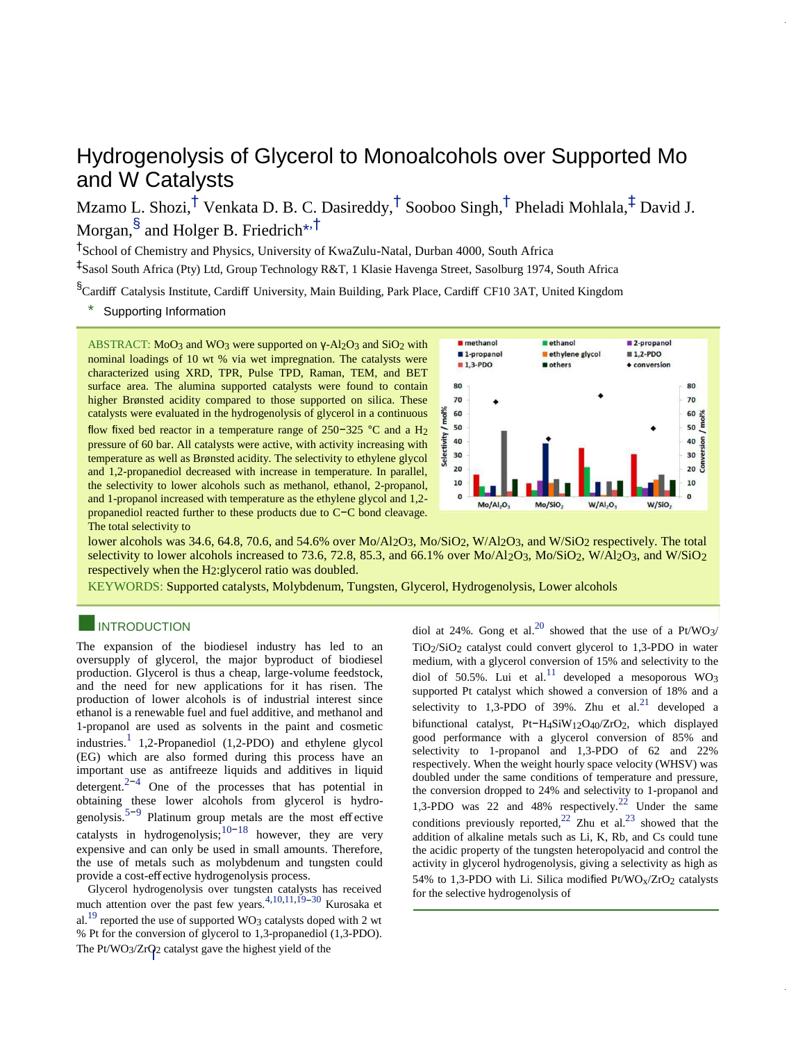# Hydrogenolysis of Glycerol to Monoalcohols over Supported Mo and W Catalysts

Mzamo L. Shozi,[†] Venkata D. B. C. Dasireddy,[†] Sooboo Singh,[†] Pheladi Mohlala,[‡] David J. Morgan,[§] and Holger B. Friedrich[*,†]

[†]School of Chemistry and Physics, University of KwaZulu-Natal, Durban 4000, South Africa

[‡]Sasol South Africa (Pty) Ltd, Group Technology R&T, 1 Klasie Havenga Street, Sasolburg 1974, South Africa

[§]Cardiff Catalysis Institute, Cardiff University, Main Building, Park Place, Cardiff CF10 3AT, United Kingdom

\* Supporting Information

ABSTRACT: $MoO_3$ and $WO_3$ were supported on γ-$Al_2O_3$ and $SiO_2$ with nominal loadings of 10 wt % via wet impregnation. The catalysts were characterized using XRD, TPR, Pulse TPD, Raman, TEM, and BET surface area. The alumina supported catalysts were found to contain higher Brønsted acidity compared to those supported on silica. These catalysts were evaluated in the hydrogenolysis of glycerol in a continuous flow fixed bed reactor in a temperature range of 250−325 °C and a $H_2$ pressure of 60 bar. All catalysts were active, with activity increasing with temperature as well as Brønsted acidity. The selectivity to ethylene glycol and 1,2-propanediol decreased with increase in temperature. In parallel, the selectivity to lower alcohols such as methanol, ethanol, 2-propanol, and 1-propanol increased with temperature as the ethylene glycol and 1,2-propanediol reacted further to these products due to C−C bond cleavage. The total selectivity to lower alcohols was 34.6, 64.8, 70.6, and 54.6% over $Mo/Al_2O_3$, $Mo/SiO_2$, $W/Al_2O_3$, and $W/SiO_2$ respectively. The total selectivity to lower alcohols increased to 73.6, 72.8, 85.3, and 66.1% over $Mo/Al_2O_3$, $Mo/SiO_2$, $W/Al_2O_3$, and $W/SiO_2$ respectively when the $H_2$:glycerol ratio was doubled.

KEYWORDS: Supported catalysts, Molybdenum, Tungsten, Glycerol, Hydrogenolysis, Lower alcohols

## INTRODUCTION

The expansion of the biodiesel industry has led to an oversupply of glycerol, the major byproduct of biodiesel production. Glycerol is thus a cheap, large-volume feedstock, and the need for new applications for it has risen. The production of lower alcohols is of industrial interest since ethanol is a renewable fuel and fuel additive, and methanol and 1-propanol are used as solvents in the paint and cosmetic industries.[1] 1,2-Propanediol (1,2-PDO) and ethylene glycol (EG) which are also formed during this process have an important use as antifreeze liquids and additives in liquid detergent.[2−4] One of the processes that has potential in obtaining these lower alcohols from glycerol is hydrogenolysis.[5−9] Platinum group metals are the most effective catalysts in hydrogenolysis;[10−18] however, they are very expensive and can only be used in small amounts. Therefore, the use of metals such as molybdenum and tungsten could provide a cost-effective hydrogenolysis process.

Glycerol hydrogenolysis over tungsten catalysts has received much attention over the past few years.[4,10,11,19−30] Kurosaka et al.[19] reported the use of supported $WO_3$ catalysts doped with 2 wt % Pt for the conversion of glycerol to 1,3-propanediol (1,3-PDO). The $Pt/WO_3/ZrO_2$ catalyst gave the highest yield of the diol at 24%. Gong et al.[20] showed that the use of a $Pt/WO_3/TiO_2/SiO_2$ catalyst could convert glycerol to 1,3-PDO in water medium, with a glycerol conversion of 15% and selectivity to the diol of 50.5%. Lui et al.[11] developed a mesoporous $WO_3$ supported Pt catalyst which showed a conversion of 18% and a selectivity to 1,3-PDO of 39%. Zhu et al.[21] developed a bifunctional catalyst, $Pt-H_4SiW_{12}O_{40}/ZrO_2$, which displayed good performance with a glycerol conversion of 85% and selectivity to 1-propanol and 1,3-PDO of 62 and 22% respectively. When the weight hourly space velocity (WHSV) was doubled under the same conditions of temperature and pressure, the conversion dropped to 24% and selectivity to 1-propanol and 1,3-PDO was 22 and 48% respectively.[22] Under the same conditions previously reported,[22] Zhu et al.[23] showed that the addition of alkaline metals such as Li, K, Rb, and Cs could tune the acidic property of the tungsten heteropolyacid and control the activity in glycerol hydrogenolysis, giving a selectivity as high as 54% to 1,3-PDO with Li. Silica modified $Pt/WO_x/ZrO_2$ catalysts for the selective hydrogenolysis of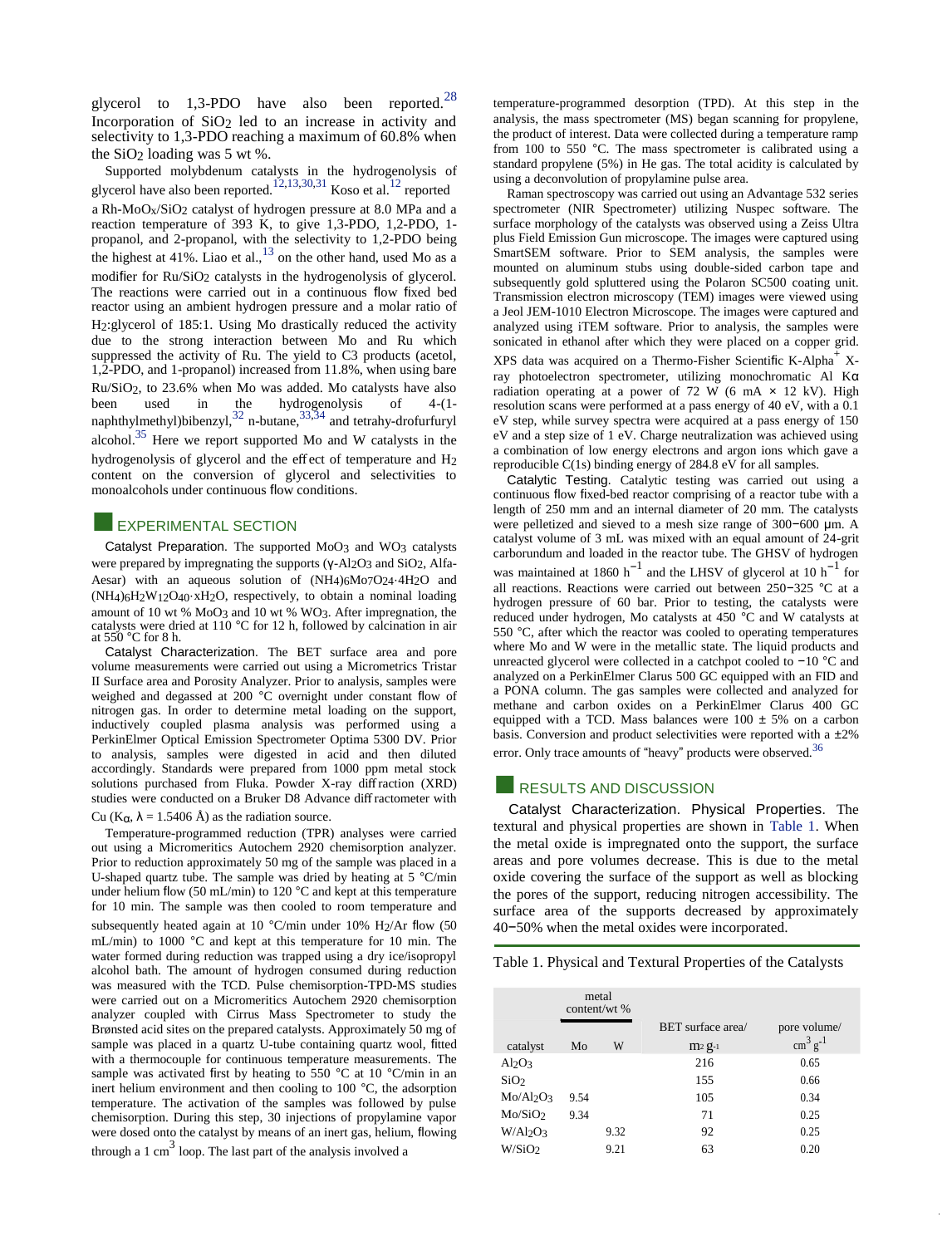glycerol to 1,3-PDO have also been reported.[28] Incorporation of $SiO_2$ led to an increase in activity and selectivity to 1,3-PDO reaching a maximum of 60.8% when the $SiO_2$ loading was 5 wt %.

Supported molybdenum catalysts in the hydrogenolysis of glycerol have also been reported.[12,13,30,31] Koso et al.[12] reported a Rh-$MoO_x$/$SiO_2$ catalyst of hydrogen pressure at 8.0 MPa and a reaction temperature of 393 K, to give 1,3-PDO, 1,2-PDO, 1-propanol, and 2-propanol, with the selectivity to 1,2-PDO being the highest at 41%. Liao et al.,[13] on the other hand, used Mo as a modifier for Ru/$SiO_2$ catalysts in the hydrogenolysis of glycerol. The reactions were carried out in a continuous flow fixed bed reactor using an ambient hydrogen pressure and a molar ratio of $H_2$:glycerol of 185:1. Using Mo drastically reduced the activity due to the strong interaction between Mo and Ru which suppressed the activity of Ru. The yield to C3 products (acetol, 1,2-PDO, and 1-propanol) increased from 11.8%, when using bare Ru/$SiO_2$, to 23.6% when Mo was added. Mo catalysts have also been used in the hydrogenolysis of 4-(1-naphthylmethyl)bibenzyl,[32] n-butane,[33,34] and tetrahy-drofurfuryl alcohol.[35] Here we report supported Mo and W catalysts in the hydrogenolysis of glycerol and the effect of temperature and $H_2$ content on the conversion of glycerol and selectivities to monoalcohols under continuous flow conditions.

## EXPERIMENTAL SECTION

**Catalyst Preparation.** The supported $MoO_3$ and $WO_3$ catalysts were prepared by impregnating the supports (γ-$Al_2O_3$ and $SiO_2$, Alfa-Aesar) with an aqueous solution of $(NH_4)_6Mo_7O_{24}\cdot 4H_2O$ and $(NH_4)_6H_2W_{12}O_{40}\cdot xH_2O$, respectively, to obtain a nominal loading amount of 10 wt % $MoO_3$ and 10 wt % $WO_3$. After impregnation, the catalysts were dried at 110 °C for 12 h, followed by calcination in air at 550 °C for 8 h.

**Catalyst Characterization.** The BET surface area and pore volume measurements were carried out using a Micrometrics Tristar II Surface area and Porosity Analyzer. Prior to analysis, samples were weighed and degassed at 200 °C overnight under constant flow of nitrogen gas. In order to determine metal loading on the support, inductively coupled plasma analysis was performed using a PerkinElmer Optical Emission Spectrometer Optima 5300 DV. Prior to analysis, samples were digested in acid and then diluted accordingly. Standards were prepared from 1000 ppm metal stock solutions purchased from Fluka. Powder X-ray diffraction (XRD) studies were conducted on a Bruker D8 Advance diffractometer with Cu ($K_\alpha$, λ = 1.5406 Å) as the radiation source.

Temperature-programmed reduction (TPR) analyses were carried out using a Micromeritics Autochem 2920 chemisorption analyzer. Prior to reduction approximately 50 mg of the sample was placed in a U-shaped quartz tube. The sample was dried by heating at 5 °C/min under helium flow (50 mL/min) to 120 °C and kept at this temperature for 10 min. The sample was then cooled to room temperature and subsequently heated again at 10 °C/min under 10% $H_2$/Ar flow (50 mL/min) to 1000 °C and kept at this temperature for 10 min. The water formed during reduction was trapped using a dry ice/isopropyl alcohol bath. The amount of hydrogen consumed during reduction was measured with the TCD. Pulse chemisorption-TPD-MS studies were carried out on a Micromeritics Autochem 2920 chemisorption analyzer coupled with Cirrus Mass Spectrometer to study the Brønsted acid sites on the prepared catalysts. Approximately 50 mg of sample was placed in a quartz U-tube containing quartz wool, fitted with a thermocouple for continuous temperature measurements. The sample was activated first by heating to 550 °C at 10 °C/min in an inert helium environment and then cooling to 100 °C, the adsorption temperature. The activation of the samples was followed by pulse chemisorption. During this step, 30 injections of propylamine vapor were dosed onto the catalyst by means of an inert gas, helium, flowing through a 1 $cm^3$ loop. The last part of the analysis involved a temperature-programmed desorption (TPD). At this step in the analysis, the mass spectrometer (MS) began scanning for propylene, the product of interest. Data were collected during a temperature ramp from 100 to 550 °C. The mass spectrometer is calibrated using a standard propylene (5%) in He gas. The total acidity is calculated by using a deconvolution of propylamine pulse area.

Raman spectroscopy was carried out using an Advantage 532 series spectrometer (NIR Spectrometer) utilizing Nuspec software. The surface morphology of the catalysts was observed using a Zeiss Ultra plus Field Emission Gun microscope. The images were captured using SmartSEM software. Prior to SEM analysis, the samples were mounted on aluminum stubs using double-sided carbon tape and subsequently gold spluttered using the Polaron SC500 coating unit. Transmission electron microscopy (TEM) images were viewed using a Jeol JEM-1010 Electron Microscope. The images were captured and analyzed using iTEM software. Prior to analysis, the samples were sonicated in ethanol after which they were placed on a copper grid. XPS data was acquired on a Thermo-Fisher Scientific K-Alpha+ X-ray photoelectron spectrometer, utilizing monochromatic Al Kα radiation operating at a power of 72 W (6 mA × 12 kV). High resolution scans were performed at a pass energy of 40 eV, with a 0.1 eV step, while survey spectra were acquired at a pass energy of 150 eV and a step size of 1 eV. Charge neutralization was achieved using a combination of low energy electrons and argon ions which gave a reproducible C(1s) binding energy of 284.8 eV for all samples.

**Catalytic Testing.** Catalytic testing was carried out using a continuous flow fixed-bed reactor comprising of a reactor tube with a length of 250 mm and an internal diameter of 20 mm. The catalysts were pelletized and sieved to a mesh size range of 300−600 μm. A catalyst volume of 3 mL was mixed with an equal amount of 24-grit carborundum and loaded in the reactor tube. The GHSV of hydrogen was maintained at 1860 $h^{-1}$ and the LHSV of glycerol at 10 $h^{-1}$ for all reactions. Reactions were carried out between 250−325 °C at a hydrogen pressure of 60 bar. Prior to testing, the catalysts were reduced under hydrogen, Mo catalysts at 450 °C and W catalysts at 550 °C, after which the reactor was cooled to operating temperatures where Mo and W were in the metallic state. The liquid products and unreacted glycerol were collected in a catchpot cooled to −10 °C and analyzed on a PerkinElmer Clarus 500 GC equipped with an FID and a PONA column. The gas samples were collected and analyzed for methane and carbon oxides on a PerkinElmer Clarus 400 GC equipped with a TCD. Mass balances were 100 ± 5% on a carbon basis. Conversion and product selectivities were reported with a ±2% error. Only trace amounts of "heavy" products were observed.[36]

## RESULTS AND DISCUSSION

**Catalyst Characterization. Physical Properties.** The textural and physical properties are shown in Table 1. When the metal oxide is impregnated onto the support, the surface areas and pore volumes decrease. This is due to the metal oxide covering the surface of the support as well as blocking the pores of the support, reducing nitrogen accessibility. The surface area of the supports decreased by approximately 40−50% when the metal oxides were incorporated.

Table 1. Physical and Textural Properties of the Catalysts

| | metal content/wt % | | | |
|---|---|---|---|---|
| catalyst | Mo | W | BET surface area/ $m^2\,g^{-1}$ | pore volume/ $cm^3\,g^{-1}$ |
| $Al_2O_3$ | | | 216 | 0.65 |
| $SiO_2$ | | | 155 | 0.66 |
| Mo/$Al_2O_3$ | 9.54 | | 105 | 0.34 |
| Mo/$SiO_2$ | 9.34 | | 71 | 0.25 |
| W/$Al_2O_3$ | | 9.32 | 92 | 0.25 |
| W/$SiO_2$ | | 9.21 | 63 | 0.20 |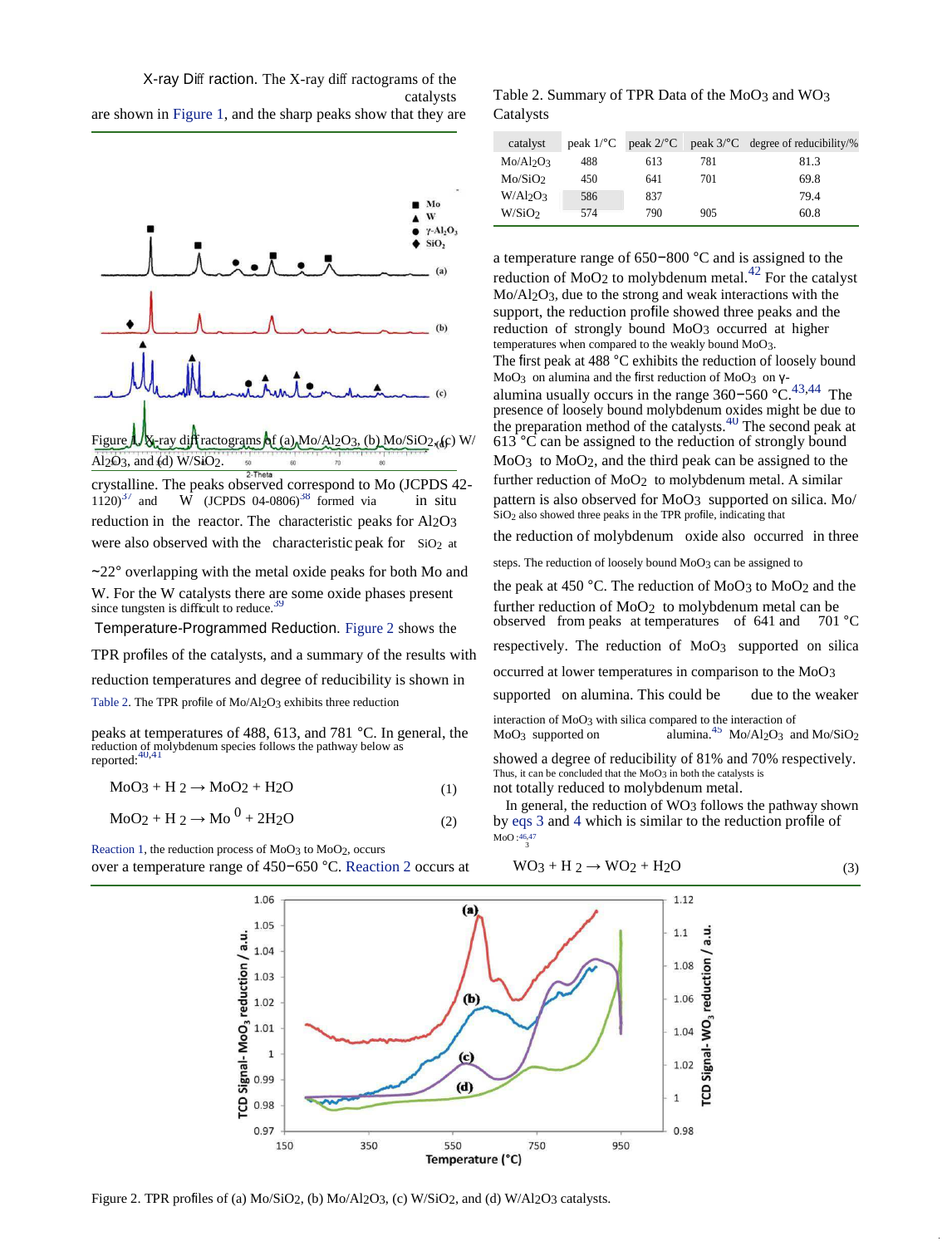**X-ray Diffraction.** The X-ray diffractograms of the catalysts are shown in Figure 1, and the sharp peaks show that they are crystalline. The peaks observed correspond to Mo (JCPDS 42-1120)[37] and W (JCPDS 04-0806)[38] formed via in situ reduction in the reactor. The characteristic peaks for $Al_2O_3$ were also observed with the characteristic peak for $SiO_2$ at ~22° overlapping with the metal oxide peaks for both Mo and W. For the W catalysts there are some oxide phases present since tungsten is difficult to reduce.[39]

Figure 1. X-ray diffractograms of (a) $Mo/Al_2O_3$, (b) $Mo/SiO_2$, (c) $W/Al_2O_3$, and (d) $W/SiO_2$.

**Temperature-Programmed Reduction.** Figure 2 shows the TPR profiles of the catalysts, and a summary of the results with reduction temperatures and degree of reducibility is shown in Table 2. The TPR profile of $Mo/Al_2O_3$ exhibits three reduction peaks at temperatures of 488, 613, and 781 °C. In general, the reduction of molybdenum species follows the pathway below as reported:[40,41]

$$MoO_3 + H_2 \rightarrow MoO_2 + H_2O \quad (1)$$

$$MoO_2 + H_2 \rightarrow Mo^0 + 2H_2O \quad (2)$$

Reaction 1, the reduction process of $MoO_3$ to $MoO_2$, occurs over a temperature range of 450−650 °C. Reaction 2 occurs at a temperature range of 650−800 °C and is assigned to the reduction of $MoO_2$ to molybdenum metal.[42] For the catalyst $Mo/Al_2O_3$, due to the strong and weak interactions with the support, the reduction profile showed three peaks and the reduction of strongly bound $MoO_3$ occurred at higher temperatures when compared to the weakly bound $MoO_3$. The first peak at 488 °C exhibits the reduction of loosely bound $MoO_3$ on alumina and the first reduction of $MoO_3$ on γ-alumina usually occurs in the range 360−560 °C.[43,44] The presence of loosely bound molybdenum oxides might be due to the preparation method of the catalysts.[40] The second peak at 613 °C can be assigned to the reduction of strongly bound $MoO_3$ to $MoO_2$, and the third peak can be assigned to the further reduction of $MoO_2$ to molybdenum metal. A similar pattern is also observed for $MoO_3$ supported on silica. $Mo/SiO_2$ also showed three peaks in the TPR profile, indicating that the reduction of molybdenum oxide also occurred in three steps. The reduction of loosely bound $MoO_3$ can be assigned to the peak at 450 °C. The reduction of $MoO_3$ to $MoO_2$ and the further reduction of $MoO_2$ to molybdenum metal can be observed from peaks at temperatures of 641 and 701 °C respectively. The reduction of $MoO_3$ supported on silica occurred at lower temperatures in comparison to the $MoO_3$ supported on alumina. This could be due to the weaker interaction of $MoO_3$ with silica compared to the interaction of $MoO_3$ supported on alumina.[45] $Mo/Al_2O_3$ and $Mo/SiO_2$ showed a degree of reducibility of 81% and 70% respectively. Thus, it can be concluded that the $MoO_3$ in both the catalysts is not totally reduced to molybdenum metal.

Table 2. Summary of TPR Data of the $MoO_3$ and $WO_3$ Catalysts

| catalyst | peak 1/°C | peak 2/°C | peak 3/°C | degree of reducibility/% |
|---|---|---|---|---|
| $Mo/Al_2O_3$ | 488 | 613 | 781 | 81.3 |
| $Mo/SiO_2$ | 450 | 641 | 701 | 69.8 |
| $W/Al_2O_3$ | 586 | 837 | | 79.4 |
| $W/SiO_2$ | 574 | 790 | 905 | 60.8 |

In general, the reduction of $WO_3$ follows the pathway shown by eqs 3 and 4 which is similar to the reduction profile of $MoO_3$:[46,47]

$$WO_3 + H_2 \rightarrow WO_2 + H_2O \quad (3)$$

Figure 2. TPR profiles of (a) $Mo/SiO_2$, (b) $Mo/Al_2O_3$, (c) $W/SiO_2$, and (d) $W/Al_2O_3$ catalysts.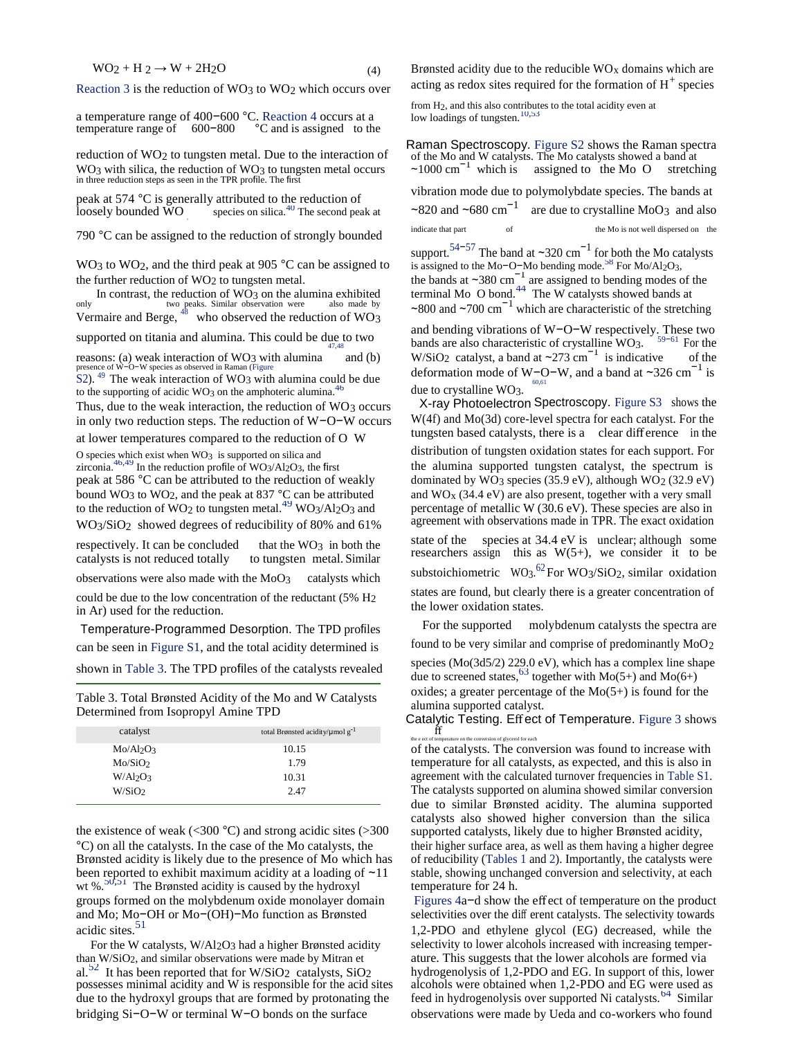$$WO_2 + H_2 \rightarrow W + 2H_2O \quad (4)$$

Reaction 3 is the reduction of $WO_3$ to $WO_2$ which occurs over a temperature range of 400−600 °C. Reaction 4 occurs at a temperature range of 600−800 °C and is assigned to the reduction of $WO_2$ to tungsten metal. Due to the interaction of $WO_3$ with silica, the reduction of $WO_3$ to tungsten metal occurs in three reduction steps as seen in the TPR profile. The first peak at 574 °C is generally attributed to the reduction of loosely bounded WO species on silica.[40] The second peak at 790 °C can be assigned to the reduction of strongly bounded $WO_3$ to $WO_2$, and the third peak at 905 °C can be assigned to the further reduction of $WO_2$ to tungsten metal.

In contrast, the reduction of $WO_3$ on the alumina exhibited only two peaks. Similar observation were also made by Vermaire and Berge,[48] who observed the reduction of $WO_3$ supported on titania and alumina. This could be due to two reasons: (a) weak interaction of $WO_3$ with alumina[47,48] and (b) presence of W−O−W species as observed in Raman (Figure S2).[49] The weak interaction of $WO_3$ with alumina could be due to the supporting of acidic $WO_3$ on the amphoteric alumina.[46] Thus, due to the weak interaction, the reduction of $WO_3$ occurs in only two reduction steps. The reduction of W−O−W occurs at lower temperatures compared to the reduction of O W O species which exist when $WO_3$ is supported on silica and zirconia.[46,49] In the reduction profile of $WO_3/Al_2O_3$, the first peak at 586 °C can be attributed to the reduction of weakly bound $WO_3$ to $WO_2$, and the peak at 837 °C can be attributed to the reduction of $WO_2$ to tungsten metal.[49] $WO_3/Al_2O_3$ and $WO_3/SiO_2$ showed degrees of reducibility of 80% and 61% respectively. It can be concluded that the $WO_3$ in both the catalysts is not reduced totally to tungsten metal. Similar observations were also made with the $MoO_3$ catalysts which could be due to the low concentration of the reductant (5% $H_2$ in Ar) used for the reduction.

**Temperature-Programmed Desorption.** The TPD profiles can be seen in Figure S1, and the total acidity determined is shown in Table 3. The TPD profiles of the catalysts revealed the existence of weak (<300 °C) and strong acidic sites (>300 °C) on all the catalysts. In the case of the Mo catalysts, the Brønsted acidity is likely due to the presence of Mo which has been reported to exhibit maximum acidity at a loading of ~11 wt %.[50,51] The Brønsted acidity is caused by the hydroxyl groups formed on the molybdenum oxide monolayer domain and Mo; Mo−OH or Mo−(OH)−Mo function as Brønsted acidic sites.[51]

Table 3. Total Brønsted Acidity of the Mo and W Catalysts Determined from Isopropyl Amine TPD

| catalyst | total Brønsted acidity/μmol g$^{-1}$ |
|---|---|
| $Mo/Al_2O_3$ | 10.15 |
| $Mo/SiO_2$ | 1.79 |
| $W/Al_2O_3$ | 10.31 |
| $W/SiO_2$ | 2.47 |

For the W catalysts, $W/Al_2O_3$ had a higher Brønsted acidity than $W/SiO_2$, and similar observations were made by Mitran et al.[52] It has been reported that for $W/SiO_2$ catalysts, $SiO_2$ possesses minimal acidity and W is responsible for the acid sites due to the hydroxyl groups that are formed by protonating the bridging Si−O−W or terminal W−O bonds on the surface Brønsted acidity due to the reducible $WO_x$ domains which are acting as redox sites required for the formation of $H^+$ species from $H_2$, and this also contributes to the total acidity even at low loadings of tungsten.[10,53]

**Raman Spectroscopy.** Figure S2 shows the Raman spectra of the Mo and W catalysts. The Mo catalysts showed a band at ~1000 cm$^{-1}$ which is assigned to the Mo O stretching vibration mode due to polymolybdate species. The bands at ~820 and ~680 cm$^{-1}$ are due to crystalline $MoO_3$ and also indicate that part of the Mo is not well dispersed on the support.[54−57] The band at ~320 cm$^{-1}$ for both the Mo catalysts is assigned to the Mo−O−Mo bending mode.[58] For $Mo/Al_2O_3$, the bands at ~380 cm$^{-1}$ are assigned to bending modes of the terminal Mo O bond.[44] The W catalysts showed bands at ~800 and ~700 cm$^{-1}$ which are characteristic of the stretching and bending vibrations of W−O−W respectively. These two bands are also characteristic of crystalline $WO_3$.[59−61] For the $W/SiO_2$ catalyst, a band at ~273 cm$^{-1}$ is indicative of the deformation mode of W−O−W, and a band at ~326 cm$^{-1}$ is due to crystalline $WO_3$.[60,61]

**X-ray Photoelectron Spectroscopy.** Figure S3 shows the W(4f) and Mo(3d) core-level spectra for each catalyst. For the tungsten based catalysts, there is a clear difference in the distribution of tungsten oxidation states for each support. For the alumina supported tungsten catalyst, the spectrum is dominated by $WO_3$ species (35.9 eV), although $WO_2$ (32.9 eV) and $WO_x$ (34.4 eV) are also present, together with a very small percentage of metallic W (30.6 eV). These species are also in agreement with observations made in TPR. The exact oxidation state of the species at 34.4 eV is unclear; although some researchers assign this as W(5+), we consider it to be substoichiometric $WO_3$.[62] For $WO_3/SiO_2$, similar oxidation states are found, but clearly there is a greater concentration of the lower oxidation states.

For the supported molybdenum catalysts the spectra are found to be very similar and comprise of predominantly $MoO_2$ species (Mo(3d5/2) 229.0 eV), which has a complex line shape due to screened states,[63] together with Mo(5+) and Mo(6+) oxides; a greater percentage of the Mo(5+) is found for the alumina supported catalyst.

**Catalytic Testing. Effect of Temperature.** Figure 3 shows the effect of temperature on the conversion of glycerol for each of the catalysts. The conversion was found to increase with temperature for all catalysts, as expected, and this is also in agreement with the calculated turnover frequencies in Table S1. The catalysts supported on alumina showed similar conversion due to similar Brønsted acidity. The alumina supported catalysts also showed higher conversion than the silica supported catalysts, likely due to higher Brønsted acidity, their higher surface area, as well as them having a higher degree of reducibility (Tables 1 and 2). Importantly, the catalysts were stable, showing unchanged conversion and selectivity, at each temperature for 24 h.

Figures 4a−d show the effect of temperature on the product selectivities over the different catalysts. The selectivity towards 1,2-PDO and ethylene glycol (EG) decreased, while the selectivity to lower alcohols increased with increasing temperature. This suggests that the lower alcohols are formed via hydrogenolysis of 1,2-PDO and EG. In support of this, lower alcohols were obtained when 1,2-PDO and EG were used as feed in hydrogenolysis over supported Ni catalysts.[64] Similar observations were made by Ueda and co-workers who found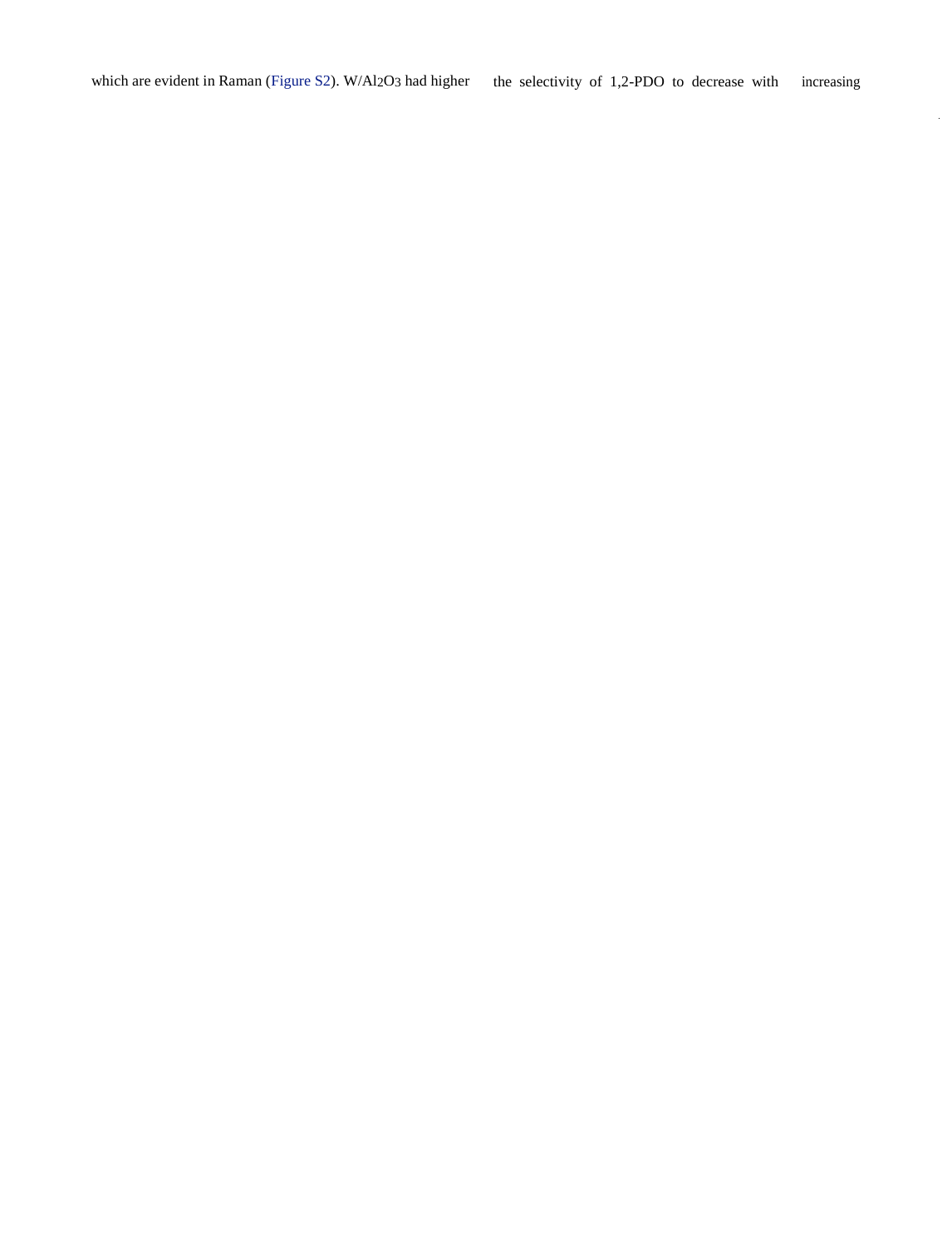which are evident in Raman (Figure S2). W/$Al_2O_3$ had higher the selectivity of 1,2-PDO to decrease with increasing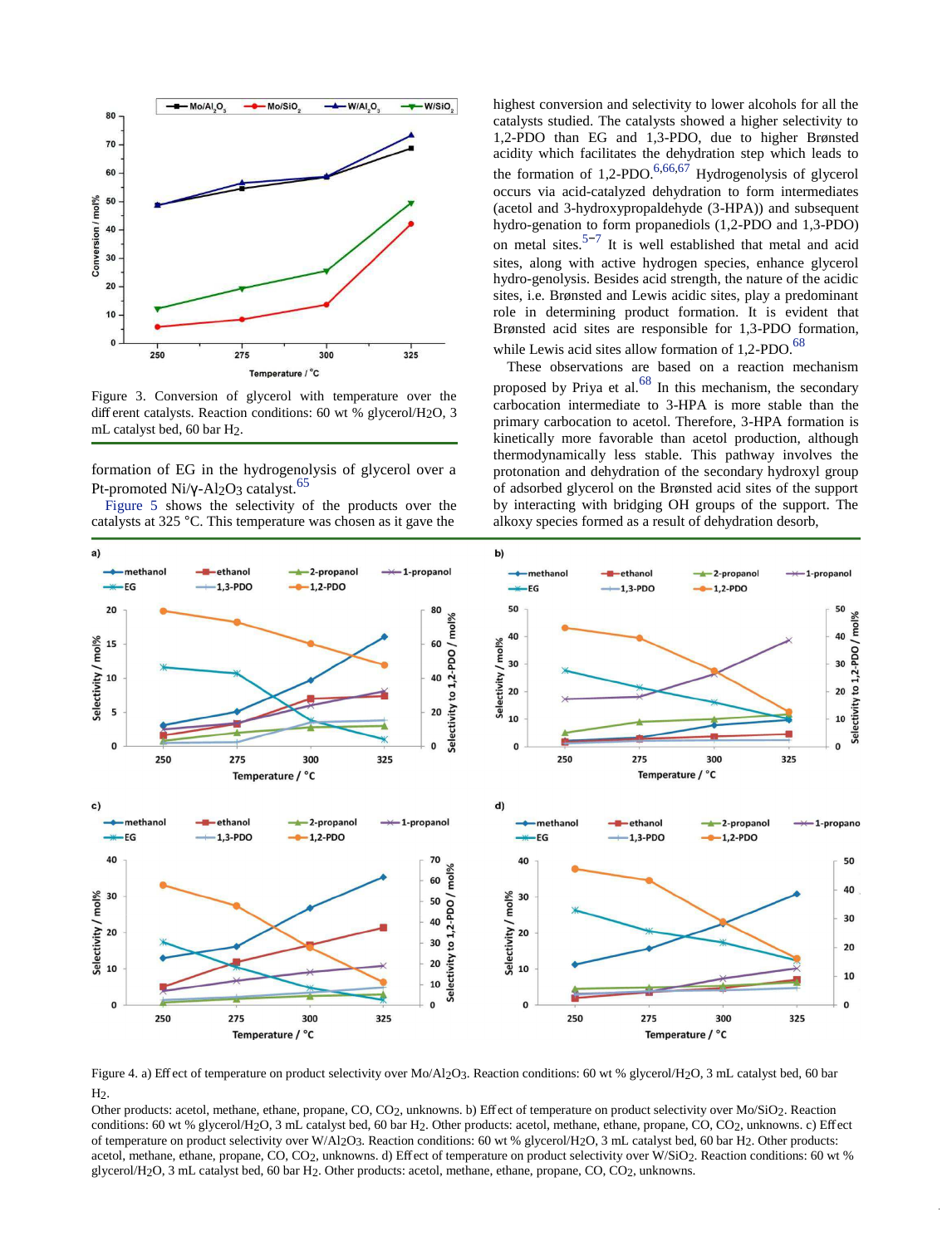Figure 3. Conversion of glycerol with temperature over the different catalysts. Reaction conditions: 60 wt % glycerol/$H_2O$, 3 mL catalyst bed, 60 bar $H_2$.

formation of EG in the hydrogenolysis of glycerol over a Pt-promoted Ni/γ-$Al_2O_3$ catalyst.[65]

Figure 5 shows the selectivity of the products over the catalysts at 325 °C. This temperature was chosen as it gave the highest conversion and selectivity to lower alcohols for all the catalysts studied. The catalysts showed a higher selectivity to 1,2-PDO than EG and 1,3-PDO, due to higher Brønsted acidity which facilitates the dehydration step which leads to the formation of 1,2-PDO.[6,66,67] Hydrogenolysis of glycerol occurs via acid-catalyzed dehydration to form intermediates (acetol and 3-hydroxypropaldehyde (3-HPA)) and subsequent hydro-genation to form propanediols (1,2-PDO and 1,3-PDO) on metal sites.[5−7] It is well established that metal and acid sites, along with active hydrogen species, enhance glycerol hydro-genolysis. Besides acid strength, the nature of the acidic sites, i.e. Brønsted and Lewis acidic sites, play a predominant role in determining product formation. It is evident that Brønsted acid sites are responsible for 1,3-PDO formation, while Lewis acid sites allow formation of 1,2-PDO.[68]

These observations are based on a reaction mechanism proposed by Priya et al.[68] In this mechanism, the secondary carbocation intermediate to 3-HPA is more stable than the primary carbocation to acetol. Therefore, 3-HPA formation is kinetically more favorable than acetol production, although thermodynamically less stable. This pathway involves the protonation and dehydration of the secondary hydroxyl group of adsorbed glycerol on the Brønsted acid sites of the support by interacting with bridging OH groups of the support. The alkoxy species formed as a result of dehydration desorb,

Figure 4. a) Effect of temperature on product selectivity over $Mo/Al_2O_3$. Reaction conditions: 60 wt % glycerol/$H_2O$, 3 mL catalyst bed, 60 bar $H_2$.
Other products: acetol, methane, ethane, propane, CO, $CO_2$, unknowns. b) Effect of temperature on product selectivity over $Mo/SiO_2$. Reaction conditions: 60 wt % glycerol/$H_2O$, 3 mL catalyst bed, 60 bar $H_2$. Other products: acetol, methane, ethane, propane, CO, $CO_2$, unknowns. c) Effect of temperature on product selectivity over $W/Al_2O_3$. Reaction conditions: 60 wt % glycerol/$H_2O$, 3 mL catalyst bed, 60 bar $H_2$. Other products: acetol, methane, ethane, propane, CO, $CO_2$, unknowns. d) Effect of temperature on product selectivity over $W/SiO_2$. Reaction conditions: 60 wt % glycerol/$H_2O$, 3 mL catalyst bed, 60 bar $H_2$. Other products: acetol, methane, ethane, propane, CO, $CO_2$, unknowns.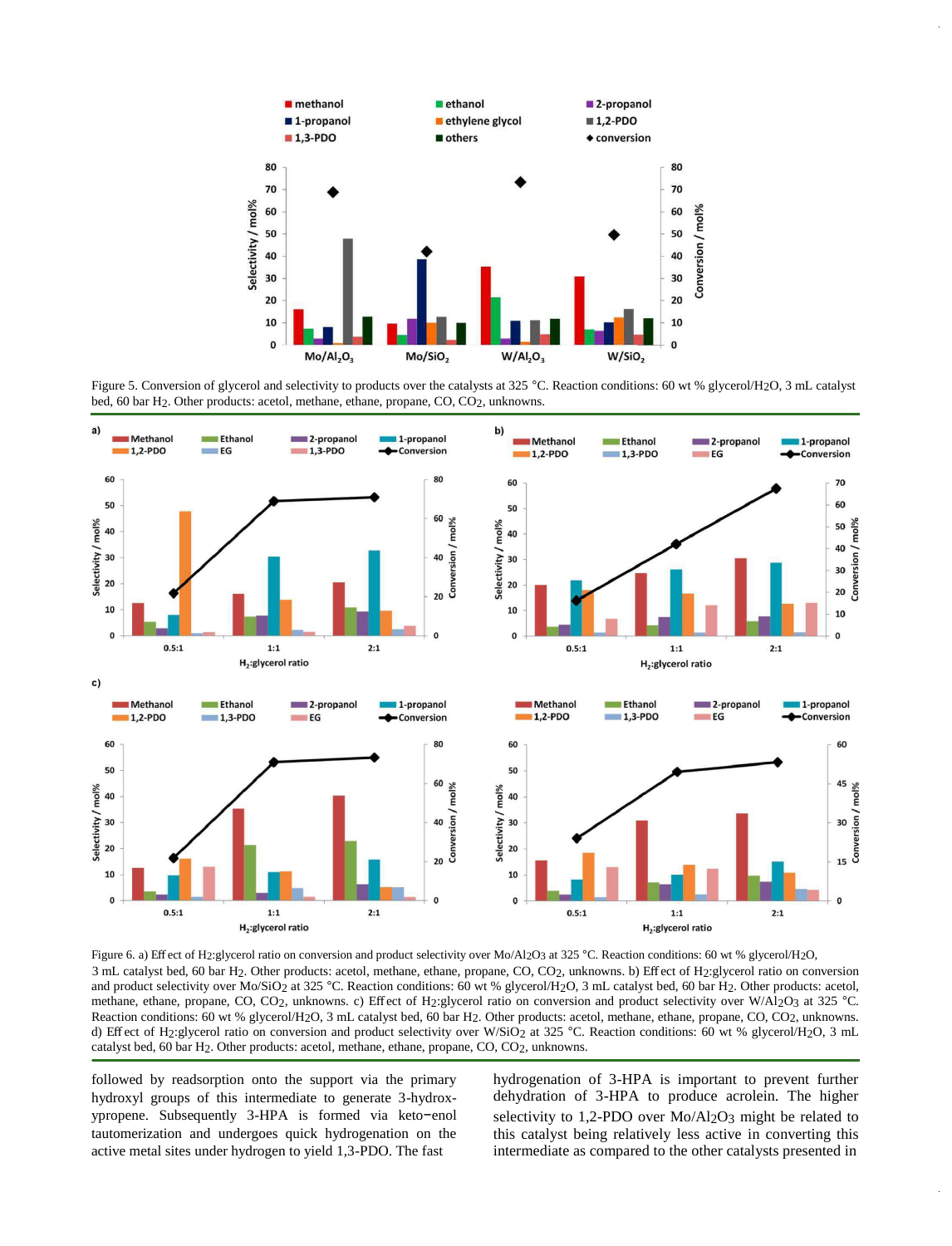Figure 5. Conversion of glycerol and selectivity to products over the catalysts at 325 °C. Reaction conditions: 60 wt % glycerol/$H_2O$, 3 mL catalyst bed, 60 bar $H_2$. Other products: acetol, methane, ethane, propane, CO, $CO_2$, unknowns.

Figure 6. a) Effect of $H_2$:glycerol ratio on conversion and product selectivity over $Mo/Al_2O_3$ at 325 °C. Reaction conditions: 60 wt % glycerol/$H_2O$, 3 mL catalyst bed, 60 bar $H_2$. Other products: acetol, methane, ethane, propane, CO, $CO_2$, unknowns. b) Effect of $H_2$:glycerol ratio on conversion and product selectivity over $Mo/SiO_2$ at 325 °C. Reaction conditions: 60 wt % glycerol/$H_2O$, 3 mL catalyst bed, 60 bar $H_2$. Other products: acetol, methane, ethane, propane, CO, $CO_2$, unknowns. c) Effect of $H_2$:glycerol ratio on conversion and product selectivity over $W/Al_2O_3$ at 325 °C. Reaction conditions: 60 wt % glycerol/$H_2O$, 3 mL catalyst bed, 60 bar $H_2$. Other products: acetol, methane, ethane, propane, CO, $CO_2$, unknowns. d) Effect of $H_2$:glycerol ratio on conversion and product selectivity over $W/SiO_2$ at 325 °C. Reaction conditions: 60 wt % glycerol/$H_2O$, 3 mL catalyst bed, 60 bar $H_2$. Other products: acetol, methane, ethane, propane, CO, $CO_2$, unknowns.

followed by readsorption onto the support via the primary hydroxyl groups of this intermediate to generate 3-hydroxypropene. Subsequently 3-HPA is formed via keto−enol tautomerization and undergoes quick hydrogenation on the active metal sites under hydrogen to yield 1,3-PDO. The fast hydrogenation of 3-HPA is important to prevent further dehydration of 3-HPA to produce acrolein. The higher selectivity to 1,2-PDO over $Mo/Al_2O_3$ might be related to this catalyst being relatively less active in converting this intermediate as compared to the other catalysts presented in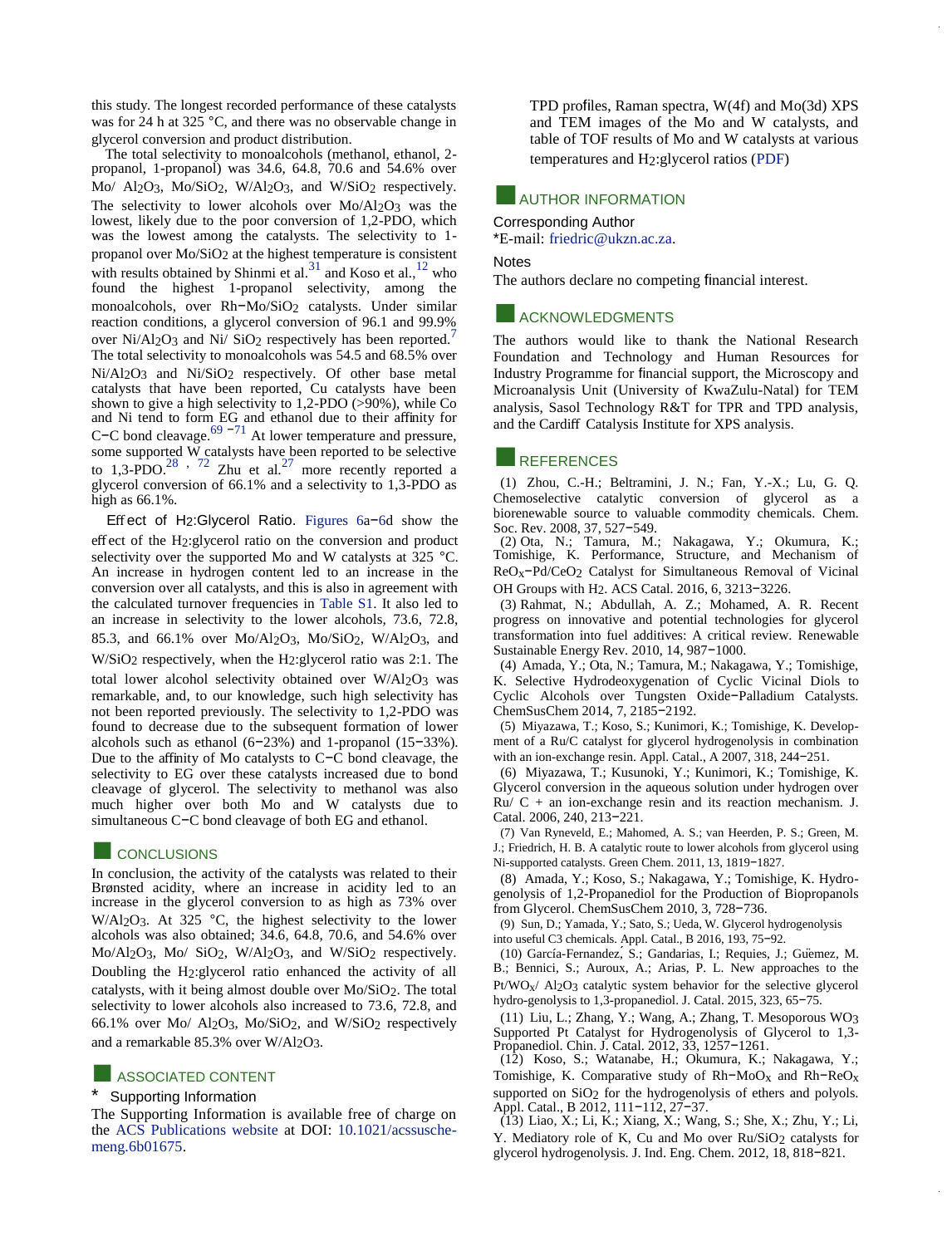this study. The longest recorded performance of these catalysts was for 24 h at 325 °C, and there was no observable change in glycerol conversion and product distribution.

The total selectivity to monoalcohols (methanol, ethanol, 2-propanol, 1-propanol) was 34.6, 64.8, 70.6 and 54.6% over Mo/ $Al_2O_3$, Mo/$SiO_2$, W/$Al_2O_3$, and W/$SiO_2$ respectively. The selectivity to lower alcohols over Mo/$Al_2O_3$ was the lowest, likely due to the poor conversion of 1,2-PDO, which was the lowest among the catalysts. The selectivity to 1-propanol over Mo/$SiO_2$ at the highest temperature is consistent with results obtained by Shinmi et al.[31] and Koso et al.,[12] who found the highest 1-propanol selectivity, among the monoalcohols, over Rh−Mo/$SiO_2$ catalysts. Under similar reaction conditions, a glycerol conversion of 96.1 and 99.9% over Ni/$Al_2O_3$ and Ni/ $SiO_2$ respectively has been reported.[7] The total selectivity to monoalcohols was 54.5 and 68.5% over Ni/$Al_2O_3$ and Ni/$SiO_2$ respectively. Of other base metal catalysts that have been reported, Cu catalysts have been shown to give a high selectivity to 1,2-PDO (>90%), while Co and Ni tend to form EG and ethanol due to their affinity for C−C bond cleavage.[69−71] At lower temperature and pressure, some supported W catalysts have been reported to be selective to 1,3-PDO.[28,72] Zhu et al.[27] more recently reported a glycerol conversion of 66.1% and a selectivity to 1,3-PDO as high as 66.1%.

**Effect of $H_2$:Glycerol Ratio.** Figures 6a−6d show the effect of the $H_2$:glycerol ratio on the conversion and product selectivity over the supported Mo and W catalysts at 325 °C. An increase in hydrogen content led to an increase in the conversion over all catalysts, and this is also in agreement with the calculated turnover frequencies in Table S1. It also led to an increase in selectivity to the lower alcohols, 73.6, 72.8, 85.3, and 66.1% over Mo/$Al_2O_3$, Mo/$SiO_2$, W/$Al_2O_3$, and W/$SiO_2$ respectively, when the $H_2$:glycerol ratio was 2:1. The total lower alcohol selectivity obtained over W/$Al_2O_3$ was remarkable, and, to our knowledge, such high selectivity has not been reported previously. The selectivity to 1,2-PDO was found to decrease due to the subsequent formation of lower alcohols such as ethanol (6−23%) and 1-propanol (15−33%). Due to the affinity of Mo catalysts to C−C bond cleavage, the selectivity to EG over these catalysts increased due to bond cleavage of glycerol. The selectivity to methanol was also much higher over both Mo and W catalysts due to simultaneous C−C bond cleavage of both EG and ethanol.

## CONCLUSIONS

In conclusion, the activity of the catalysts was related to their Brønsted acidity, where an increase in acidity led to an increase in the glycerol conversion to as high as 73% over W/$Al_2O_3$. At 325 °C, the highest selectivity to the lower alcohols was also obtained; 34.6, 64.8, 70.6, and 54.6% over Mo/$Al_2O_3$, Mo/ $SiO_2$, W/$Al_2O_3$, and W/$SiO_2$ respectively. Doubling the $H_2$:glycerol ratio enhanced the activity of all catalysts, with it being almost double over Mo/$SiO_2$. The total selectivity to lower alcohols also increased to 73.6, 72.8, and 66.1% over Mo/ $Al_2O_3$, Mo/$SiO_2$, and W/$SiO_2$ respectively and a remarkable 85.3% over W/$Al_2O_3$.

## ASSOCIATED CONTENT

### * Supporting Information

The Supporting Information is available free of charge on the ACS Publications website at DOI: 10.1021/acssuschemeng.6b01675.

TPD profiles, Raman spectra, W(4f) and Mo(3d) XPS and TEM images of the Mo and W catalysts, and table of TOF results of Mo and W catalysts at various temperatures and $H_2$:glycerol ratios (PDF)

## AUTHOR INFORMATION

**Corresponding Author**

*E-mail: friedric@ukzn.ac.za.

**Notes**

The authors declare no competing financial interest.

## ACKNOWLEDGMENTS

The authors would like to thank the National Research Foundation and Technology and Human Resources for Industry Programme for financial support, the Microscopy and Microanalysis Unit (University of KwaZulu-Natal) for TEM analysis, Sasol Technology R&T for TPR and TPD analysis, and the Cardiff Catalysis Institute for XPS analysis.

## REFERENCES

(1) Zhou, C.-H.; Beltramini, J. N.; Fan, Y.-X.; Lu, G. Q. Chemoselective catalytic conversion of glycerol as a biorenewable source to valuable commodity chemicals. Chem. Soc. Rev. 2008, 37, 527−549.

(2) Ota, N.; Tamura, M.; Nakagawa, Y.; Okumura, K.; Tomishige, K. Performance, Structure, and Mechanism of $ReO_x$−Pd/$CeO_2$ Catalyst for Simultaneous Removal of Vicinal OH Groups with $H_2$. ACS Catal. 2016, 6, 3213−3226.

(3) Rahmat, N.; Abdullah, A. Z.; Mohamed, A. R. Recent progress on innovative and potential technologies for glycerol transformation into fuel additives: A critical review. Renewable Sustainable Energy Rev. 2010, 14, 987−1000.

(4) Amada, Y.; Ota, N.; Tamura, M.; Nakagawa, Y.; Tomishige, K. Selective Hydrodeoxygenation of Cyclic Vicinal Diols to Cyclic Alcohols over Tungsten Oxide−Palladium Catalysts. ChemSusChem 2014, 7, 2185−2192.

(5) Miyazawa, T.; Koso, S.; Kunimori, K.; Tomishige, K. Development of a Ru/C catalyst for glycerol hydrogenolysis in combination with an ion-exchange resin. Appl. Catal., A 2007, 318, 244−251.

(6) Miyazawa, T.; Kusunoki, Y.; Kunimori, K.; Tomishige, K. Glycerol conversion in the aqueous solution under hydrogen over Ru/ C + an ion-exchange resin and its reaction mechanism. J. Catal. 2006, 240, 213−221.

(7) Van Ryneveld, E.; Mahomed, A. S.; van Heerden, P. S.; Green, M. J.; Friedrich, H. B. A catalytic route to lower alcohols from glycerol using Ni-supported catalysts. Green Chem. 2011, 13, 1819−1827.

(8) Amada, Y.; Koso, S.; Nakagawa, Y.; Tomishige, K. Hydrogenolysis of 1,2-Propanediol for the Production of Biopropanols from Glycerol. ChemSusChem 2010, 3, 728−736.

(9) Sun, D.; Yamada, Y.; Sato, S.; Ueda, W. Glycerol hydrogenolysis into useful C3 chemicals. Appl. Catal., B 2016, 193, 75−92.

(10) García-Fernandez, S.; Gandarias, I.; Requies, J.; Güemez, M. B.; Bennici, S.; Auroux, A.; Arias, P. L. New approaches to the Pt/$WO_x$/ $Al_2O_3$ catalytic system behavior for the selective glycerol hydro-genolysis to 1,3-propanediol. J. Catal. 2015, 323, 65−75.

(11) Liu, L.; Zhang, Y.; Wang, A.; Zhang, T. Mesoporous $WO_3$ Supported Pt Catalyst for Hydrogenolysis of Glycerol to 1,3-Propanediol. Chin. J. Catal. 2012, 33, 1257−1261.

(12) Koso, S.; Watanabe, H.; Okumura, K.; Nakagawa, Y.; Tomishige, K. Comparative study of Rh−$MoO_x$ and Rh−$ReO_x$ supported on $SiO_2$ for the hydrogenolysis of ethers and polyols. Appl. Catal., B 2012, 111−112, 27−37.

(13) Liao, X.; Li, K.; Xiang, X.; Wang, S.; She, X.; Zhu, Y.; Li, Y. Mediatory role of K, Cu and Mo over Ru/$SiO_2$ catalysts for glycerol hydrogenolysis. J. Ind. Eng. Chem. 2012, 18, 818−821.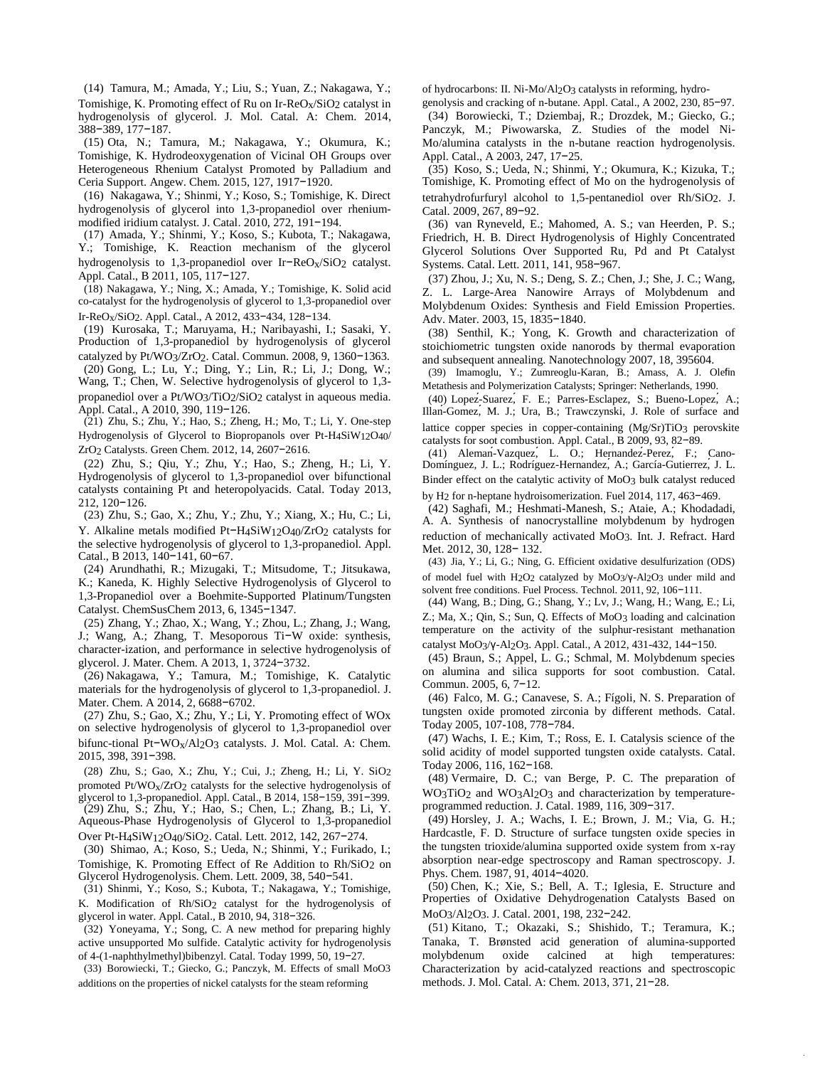(14) Tamura, M.; Amada, Y.; Liu, S.; Yuan, Z.; Nakagawa, Y.; Tomishige, K. Promoting effect of Ru on Ir-$ReO_X/SiO_2$ catalyst in hydrogenolysis of glycerol. J. Mol. Catal. A: Chem. 2014, 388−389, 177−187.

(15) Ota, N.; Tamura, M.; Nakagawa, Y.; Okumura, K.; Tomishige, K. Hydrodeoxygenation of Vicinal OH Groups over Heterogeneous Rhenium Catalyst Promoted by Palladium and Ceria Support. Angew. Chem. 2015, 127, 1917−1920.

(16) Nakagawa, Y.; Shinmi, Y.; Koso, S.; Tomishige, K. Direct hydrogenolysis of glycerol into 1,3-propanediol over rhenium-modified iridium catalyst. J. Catal. 2010, 272, 191−194.

(17) Amada, Y.; Shinmi, Y.; Koso, S.; Kubota, T.; Nakagawa, Y.; Tomishige, K. Reaction mechanism of the glycerol hydrogenolysis to 1,3-propanediol over Ir−$ReO_x/SiO_2$ catalyst. Appl. Catal., B 2011, 105, 117−127.

(18) Nakagawa, Y.; Ning, X.; Amada, Y.; Tomishige, K. Solid acid co-catalyst for the hydrogenolysis of glycerol to 1,3-propanediol over Ir-$ReO_X/SiO_2$. Appl. Catal., A 2012, 433−434, 128−134.

(19) Kurosaka, T.; Maruyama, H.; Naribayashi, I.; Sasaki, Y. Production of 1,3-propanediol by hydrogenolysis of glycerol catalyzed by Pt/$WO_3/ZrO_2$. Catal. Commun. 2008, 9, 1360−1363.

(20) Gong, L.; Lu, Y.; Ding, Y.; Lin, R.; Li, J.; Dong, W.; Wang, T.; Chen, W. Selective hydrogenolysis of glycerol to 1,3-propanediol over a Pt/$WO_3/TiO_2/SiO_2$ catalyst in aqueous media. Appl. Catal., A 2010, 390, 119−126.

(21) Zhu, S.; Zhu, Y.; Hao, S.; Zheng, H.; Mo, T.; Li, Y. One-step Hydrogenolysis of Glycerol to Biopropanols over Pt-$H_4SiW_{12}O_{40}$/$ZrO_2$ Catalysts. Green Chem. 2012, 14, 2607−2616.

(22) Zhu, S.; Qiu, Y.; Zhu, Y.; Hao, S.; Zheng, H.; Li, Y. Hydrogenolysis of glycerol to 1,3-propanediol over bifunctional catalysts containing Pt and heteropolyacids. Catal. Today 2013, 212, 120−126.

(23) Zhu, S.; Gao, X.; Zhu, Y.; Zhu, Y.; Xiang, X.; Hu, C.; Li, Y. Alkaline metals modified Pt−$H_4SiW_{12}O_{40}/ZrO_2$ catalysts for the selective hydrogenolysis of glycerol to 1,3-propanediol. Appl. Catal., B 2013, 140−141, 60−67.

(24) Arundhathi, R.; Mizugaki, T.; Mitsudome, T.; Jitsukawa, K.; Kaneda, K. Highly Selective Hydrogenolysis of Glycerol to 1,3-Propanediol over a Boehmite-Supported Platinum/Tungsten Catalyst. ChemSusChem 2013, 6, 1345−1347.

(25) Zhang, Y.; Zhao, X.; Wang, Y.; Zhou, L.; Zhang, J.; Wang, J.; Wang, A.; Zhang, T. Mesoporous Ti−W oxide: synthesis, character-ization, and performance in selective hydrogenolysis of glycerol. J. Mater. Chem. A 2013, 1, 3724−3732.

(26) Nakagawa, Y.; Tamura, M.; Tomishige, K. Catalytic materials for the hydrogenolysis of glycerol to 1,3-propanediol. J. Mater. Chem. A 2014, 2, 6688−6702.

(27) Zhu, S.; Gao, X.; Zhu, Y.; Li, Y. Promoting effect of WOx on selective hydrogenolysis of glycerol to 1,3-propanediol over bifunc-tional Pt−$WO_X/Al_2O_3$ catalysts. J. Mol. Catal. A: Chem. 2015, 398, 391−398.

(28) Zhu, S.; Gao, X.; Zhu, Y.; Cui, J.; Zheng, H.; Li, Y. $SiO_2$ promoted Pt/$WO_x/ZrO_2$ catalysts for the selective hydrogenolysis of glycerol to 1,3-propanediol. Appl. Catal., B 2014, 158−159, 391−399.

(29) Zhu, S.; Zhu, Y.; Hao, S.; Chen, L.; Zhang, B.; Li, Y. Aqueous-Phase Hydrogenolysis of Glycerol to 1,3-propanediol Over Pt-$H_4SiW_{12}O_{40}/SiO_2$. Catal. Lett. 2012, 142, 267−274.

(30) Shimao, A.; Koso, S.; Ueda, N.; Shinmi, Y.; Furikado, I.; Tomishige, K. Promoting Effect of Re Addition to Rh/$SiO_2$ on Glycerol Hydrogenolysis. Chem. Lett. 2009, 38, 540−541.

(31) Shinmi, Y.; Koso, S.; Kubota, T.; Nakagawa, Y.; Tomishige, K. Modification of Rh/$SiO_2$ catalyst for the hydrogenolysis of glycerol in water. Appl. Catal., B 2010, 94, 318−326.

(32) Yoneyama, Y.; Song, C. A new method for preparing highly active unsupported Mo sulfide. Catalytic activity for hydrogenolysis of 4-(1-naphthylmethyl)bibenzyl. Catal. Today 1999, 50, 19−27.

(33) Borowiecki, T.; Giecko, G.; Panczyk, M. Effects of small MoO3 additions on the properties of nickel catalysts for the steam reforming of hydrocarbons: II. Ni-Mo/$Al_2O_3$ catalysts in reforming, hydrogenolysis and cracking of n-butane. Appl. Catal., A 2002, 230, 85−97.

(34) Borowiecki, T.; Dziembaj, R.; Drozdek, M.; Giecko, G.; Panczyk, M.; Piwowarska, Z. Studies of the model Ni-Mo/alumina catalysts in the n-butane reaction hydrogenolysis. Appl. Catal., A 2003, 247, 17−25.

(35) Koso, S.; Ueda, N.; Shinmi, Y.; Okumura, K.; Kizuka, T.; Tomishige, K. Promoting effect of Mo on the hydrogenolysis of tetrahydrofurfuryl alcohol to 1,5-pentanediol over Rh/$SiO_2$. J. Catal. 2009, 267, 89−92.

(36) van Ryneveld, E.; Mahomed, A. S.; van Heerden, P. S.; Friedrich, H. B. Direct Hydrogenolysis of Highly Concentrated Glycerol Solutions Over Supported Ru, Pd and Pt Catalyst Systems. Catal. Lett. 2011, 141, 958−967.

(37) Zhou, J.; Xu, N. S.; Deng, S. Z.; Chen, J.; She, J. C.; Wang, Z. L. Large-Area Nanowire Arrays of Molybdenum and Molybdenum Oxides: Synthesis and Field Emission Properties. Adv. Mater. 2003, 15, 1835−1840.

(38) Senthil, K.; Yong, K. Growth and characterization of stoichiometric tungsten oxide nanorods by thermal evaporation and subsequent annealing. Nanotechnology 2007, 18, 395604.

(39) Imamoglu, Y.; Zumreoglu-Karan, B.; Amass, A. J. Olefin Metathesis and Polymerization Catalysts; Springer: Netherlands, 1990.

(40) López-Suárez, F. E.; Parres-Esclapez, S.; Bueno-López, A.; Illán-Gómez, M. J.; Ura, B.; Trawczynski, J. Role of surface and lattice copper species in copper-containing (Mg/Sr)$TiO_3$ perovskite catalysts for soot combustion. Appl. Catal., B 2009, 93, 82−89.

(41) Alemán-Vázquez, L. O.; Hernández-Pérez, F.; Cano-Domínguez, J. L.; Rodríguez-Hernández, A.; García-Gutiérrez, J. L. Binder effect on the catalytic activity of $MoO_3$ bulk catalyst reduced by $H_2$ for n-heptane hydroisomerization. Fuel 2014, 117, 463−469.

(42) Saghafi, M.; Heshmati-Manesh, S.; Ataie, A.; Khodadadi, A. A. Synthesis of nanocrystalline molybdenum by hydrogen reduction of mechanically activated $MoO_3$. Int. J. Refract. Hard Met. 2012, 30, 128− 132.

(43) Jia, Y.; Li, G.; Ning, G. Efficient oxidative desulfurization (ODS) of model fuel with $H_2O_2$ catalyzed by $MoO_3$/γ-$Al_2O_3$ under mild and solvent free conditions. Fuel Process. Technol. 2011, 92, 106−111.

(44) Wang, B.; Ding, G.; Shang, Y.; Lv, J.; Wang, H.; Wang, E.; Li, Z.; Ma, X.; Qin, S.; Sun, Q. Effects of $MoO_3$ loading and calcination temperature on the activity of the sulphur-resistant methanation catalyst $MoO_3$/γ-$Al_2O_3$. Appl. Catal., A 2012, 431-432, 144−150.

(45) Braun, S.; Appel, L. G.; Schmal, M. Molybdenum species on alumina and silica supports for soot combustion. Catal. Commun. 2005, 6, 7−12.

(46) Falco, M. G.; Canavese, S. A.; Fígoli, N. S. Preparation of tungsten oxide promoted zirconia by different methods. Catal. Today 2005, 107-108, 778−784.

(47) Wachs, I. E.; Kim, T.; Ross, E. I. Catalysis science of the solid acidity of model supported tungsten oxide catalysts. Catal. Today 2006, 116, 162−168.

(48) Vermaire, D. C.; van Berge, P. C. The preparation of $WO_3TiO_2$ and $WO_3Al_2O_3$ and characterization by temperature-programmed reduction. J. Catal. 1989, 116, 309−317.

(49) Horsley, J. A.; Wachs, I. E.; Brown, J. M.; Via, G. H.; Hardcastle, F. D. Structure of surface tungsten oxide species in the tungsten trioxide/alumina supported oxide system from x-ray absorption near-edge spectroscopy and Raman spectroscopy. J. Phys. Chem. 1987, 91, 4014−4020.

(50) Chen, K.; Xie, S.; Bell, A. T.; Iglesia, E. Structure and Properties of Oxidative Dehydrogenation Catalysts Based on $MoO_3/Al_2O_3$. J. Catal. 2001, 198, 232−242.

(51) Kitano, T.; Okazaki, S.; Shishido, T.; Teramura, K.; Tanaka, T. Brønsted acid generation of alumina-supported molybdenum oxide calcined at high temperatures: Characterization by acid-catalyzed reactions and spectroscopic methods. J. Mol. Catal. A: Chem. 2013, 371, 21−28.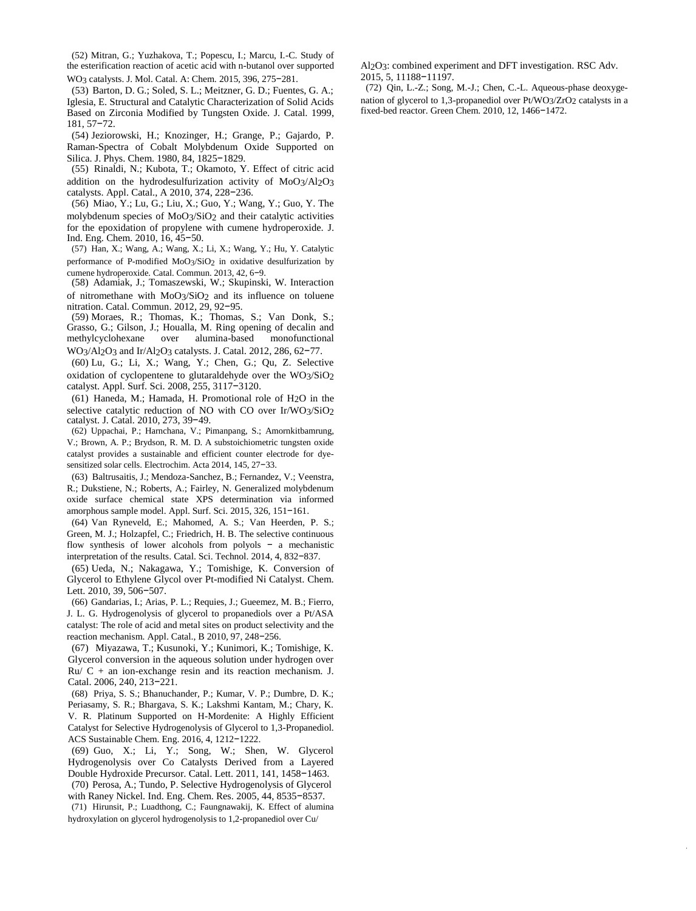(52) Mitran, G.; Yuzhakova, T.; Popescu, I.; Marcu, I.-C. Study of the esterification reaction of acetic acid with n-butanol over supported $WO_3$ catalysts. J. Mol. Catal. A: Chem. 2015, 396, 275−281.

(53) Barton, D. G.; Soled, S. L.; Meitzner, G. D.; Fuentes, G. A.; Iglesia, E. Structural and Catalytic Characterization of Solid Acids Based on Zirconia Modified by Tungsten Oxide. J. Catal. 1999, 181, 57−72.

(54) Jeziorowski, H.; Knozinger, H.; Grange, P.; Gajardo, P. Raman-Spectra of Cobalt Molybdenum Oxide Supported on Silica. J. Phys. Chem. 1980, 84, 1825−1829.

(55) Rinaldi, N.; Kubota, T.; Okamoto, Y. Effect of citric acid addition on the hydrodesulfurization activity of $MoO_3/Al_2O_3$ catalysts. Appl. Catal., A 2010, 374, 228−236.

(56) Miao, Y.; Lu, G.; Liu, X.; Guo, Y.; Wang, Y.; Guo, Y. The molybdenum species of $MoO_3/SiO_2$ and their catalytic activities for the epoxidation of propylene with cumene hydroperoxide. J. Ind. Eng. Chem. 2010, 16, 45−50.

(57) Han, X.; Wang, A.; Wang, X.; Li, X.; Wang, Y.; Hu, Y. Catalytic performance of P-modified $MoO_3/SiO_2$ in oxidative desulfurization by cumene hydroperoxide. Catal. Commun. 2013, 42, 6−9.

(58) Adamiak, J.; Tomaszewski, W.; Skupinski, W. Interaction of nitromethane with $MoO_3/SiO_2$ and its influence on toluene nitration. Catal. Commun. 2012, 29, 92−95.

(59) Moraes, R.; Thomas, K.; Thomas, S.; Van Donk, S.; Grasso, G.; Gilson, J.; Houalla, M. Ring opening of decalin and methylcyclohexane over alumina-based monofunctional $WO_3/Al_2O_3$ and $Ir/Al_2O_3$ catalysts. J. Catal. 2012, 286, 62−77.

(60) Lu, G.; Li, X.; Wang, Y.; Chen, G.; Qu, Z. Selective oxidation of cyclopentene to glutaraldehyde over the $WO_3/SiO_2$ catalyst. Appl. Surf. Sci. 2008, 255, 3117−3120.

(61) Haneda, M.; Hamada, H. Promotional role of $H_2O$ in the selective catalytic reduction of NO with CO over $Ir/WO_3/SiO_2$ catalyst. J. Catal. 2010, 273, 39−49.

(62) Uppachai, P.; Harnchana, V.; Pimanpang, S.; Amornkitbamrung, V.; Brown, A. P.; Brydson, R. M. D. A substoichiometric tungsten oxide catalyst provides a sustainable and efficient counter electrode for dye-sensitized solar cells. Electrochim. Acta 2014, 145, 27−33.

(63) Baltrusaitis, J.; Mendoza-Sanchez, B.; Fernandez, V.; Veenstra, R.; Dukstiene, N.; Roberts, A.; Fairley, N. Generalized molybdenum oxide surface chemical state XPS determination via informed amorphous sample model. Appl. Surf. Sci. 2015, 326, 151−161.

(64) Van Ryneveld, E.; Mahomed, A. S.; Van Heerden, P. S.; Green, M. J.; Holzapfel, C.; Friedrich, H. B. The selective continuous flow synthesis of lower alcohols from polyols − a mechanistic interpretation of the results. Catal. Sci. Technol. 2014, 4, 832−837.

(65) Ueda, N.; Nakagawa, Y.; Tomishige, K. Conversion of Glycerol to Ethylene Glycol over Pt-modified Ni Catalyst. Chem. Lett. 2010, 39, 506−507.

(66) Gandarias, I.; Arias, P. L.; Requies, J.; Gueemez, M. B.; Fierro, J. L. G. Hydrogenolysis of glycerol to propanediols over a Pt/ASA catalyst: The role of acid and metal sites on product selectivity and the reaction mechanism. Appl. Catal., B 2010, 97, 248−256.

(67) Miyazawa, T.; Kusunoki, Y.; Kunimori, K.; Tomishige, K. Glycerol conversion in the aqueous solution under hydrogen over Ru/ C + an ion-exchange resin and its reaction mechanism. J. Catal. 2006, 240, 213−221.

(68) Priya, S. S.; Bhanuchander, P.; Kumar, V. P.; Dumbre, D. K.; Periasamy, S. R.; Bhargava, S. K.; Lakshmi Kantam, M.; Chary, K. V. R. Platinum Supported on H-Mordenite: A Highly Efficient Catalyst for Selective Hydrogenolysis of Glycerol to 1,3-Propanediol. ACS Sustainable Chem. Eng. 2016, 4, 1212−1222.

(69) Guo, X.; Li, Y.; Song, W.; Shen, W. Glycerol Hydrogenolysis over Co Catalysts Derived from a Layered Double Hydroxide Precursor. Catal. Lett. 2011, 141, 1458−1463.

(70) Perosa, A.; Tundo, P. Selective Hydrogenolysis of Glycerol with Raney Nickel. Ind. Eng. Chem. Res. 2005, 44, 8535−8537.

(71) Hirunsit, P.; Luadthong, C.; Faungnawakij, K. Effect of alumina hydroxylation on glycerol hydrogenolysis to 1,2-propanediol over Cu/ $Al_2O_3$: combined experiment and DFT investigation. RSC Adv. 2015, 5, 11188−11197.

(72) Qin, L.-Z.; Song, M.-J.; Chen, C.-L. Aqueous-phase deoxygenation of glycerol to 1,3-propanediol over $Pt/WO_3/ZrO_2$ catalysts in a fixed-bed reactor. Green Chem. 2010, 12, 1466−1472.